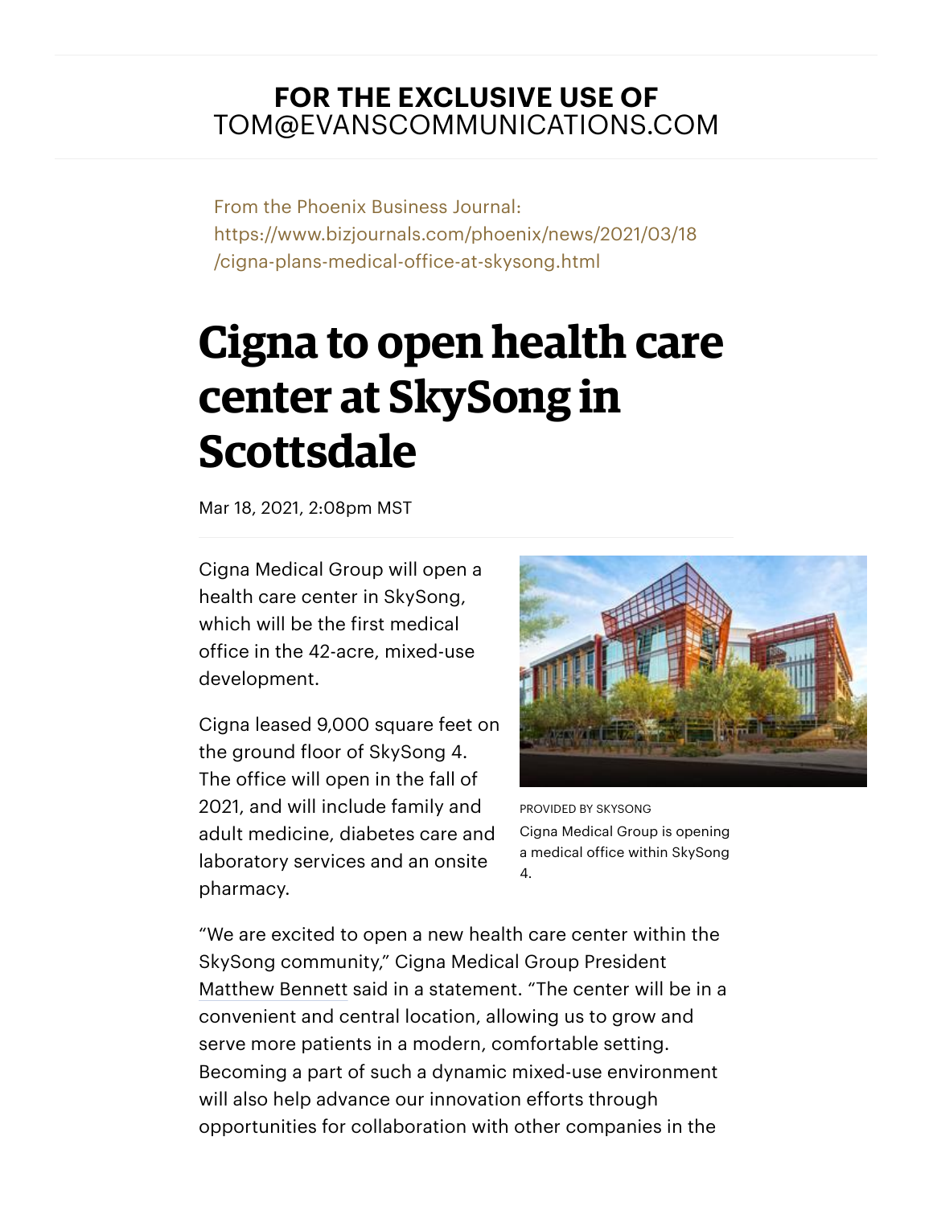**FOR THE EXCLUSIVE USE OF**
TOM@EVANSCOMMUNICATIONS.COM

From the Phoenix Business Journal:
https://www.bizjournals.com/phoenix/news/2021/03/18/cigna-plans-medical-office-at-skysong.html

# Cigna to open health care center at SkySong in Scottsdale

Mar 18, 2021, 2:08pm MST

Cigna Medical Group will open a health care center in SkySong, which will be the first medical office in the 42-acre, mixed-use development.

PROVIDED BY SKYSONG
Cigna Medical Group is opening a medical office within SkySong 4.

Cigna leased 9,000 square feet on the ground floor of SkySong 4. The office will open in the fall of 2021, and will include family and adult medicine, diabetes care and laboratory services and an onsite pharmacy.

"We are excited to open a new health care center within the SkySong community," Cigna Medical Group President Matthew Bennett said in a statement. "The center will be in a convenient and central location, allowing us to grow and serve more patients in a modern, comfortable setting. Becoming a part of such a dynamic mixed-use environment will also help advance our innovation efforts through opportunities for collaboration with other companies in the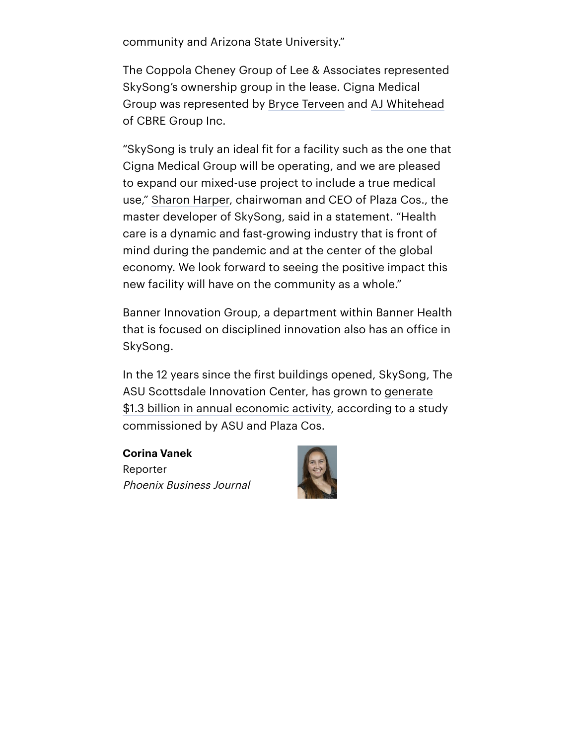community and Arizona State University."

The Coppola Cheney Group of Lee & Associates represented SkySong's ownership group in the lease. Cigna Medical Group was represented by Bryce Terveen and AJ Whitehead of CBRE Group Inc.

"SkySong is truly an ideal fit for a facility such as the one that Cigna Medical Group will be operating, and we are pleased to expand our mixed-use project to include a true medical use," Sharon Harper, chairwoman and CEO of Plaza Cos., the master developer of SkySong, said in a statement. "Health care is a dynamic and fast-growing industry that is front of mind during the pandemic and at the center of the global economy. We look forward to seeing the positive impact this new facility will have on the community as a whole."

Banner Innovation Group, a department within Banner Health that is focused on disciplined innovation also has an office in SkySong.

In the 12 years since the first buildings opened, SkySong, The ASU Scottsdale Innovation Center, has grown to generate $1.3 billion in annual economic activity, according to a study commissioned by ASU and Plaza Cos.

**Corina Vanek**
Reporter
*Phoenix Business Journal*